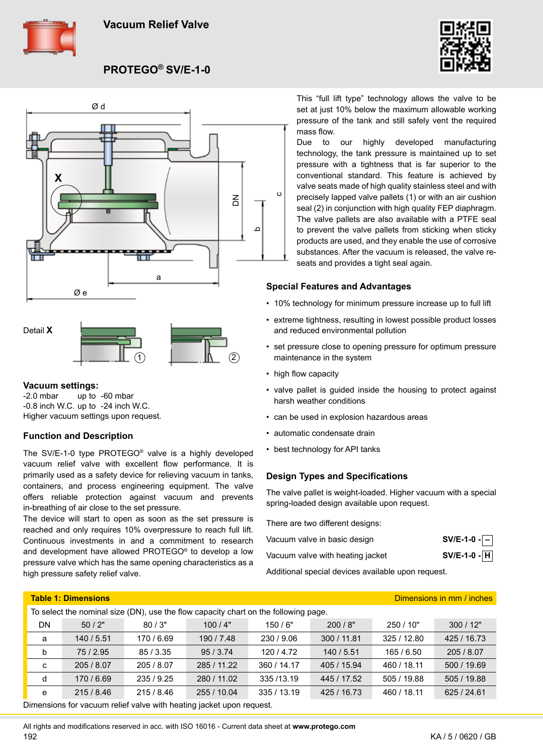# Vacuum Relief Valve

## PROTEGO® SV/E-1-0

Detail **X**

### Vacuum settings:

-2.0 mbar up to -60 mbar
-0.8 inch W.C. up to -24 inch W.C.
Higher vacuum settings upon request.

### Function and Description

The SV/E-1-0 type PROTEGO® valve is a highly developed vacuum relief valve with excellent flow performance. It is primarily used as a safety device for relieving vacuum in tanks, containers, and process engineering equipment. The valve offers reliable protection against vacuum and prevents in-breathing of air close to the set pressure.

The device will start to open as soon as the set pressure is reached and only requires 10% overpressure to reach full lift. Continuous investments in and a commitment to research and development have allowed PROTEGO® to develop a low pressure valve which has the same opening characteristics as a high pressure safety relief valve.

This "full lift type" technology allows the valve to be set at just 10% below the maximum allowable working pressure of the tank and still safely vent the required mass flow.

Due to our highly developed manufacturing technology, the tank pressure is maintained up to set pressure with a tightness that is far superior to the conventional standard. This feature is achieved by valve seats made of high quality stainless steel and with precisely lapped valve pallets (1) or with an air cushion seal (2) in conjunction with high quality FEP diaphragm. The valve pallets are also available with a PTFE seal to prevent the valve pallets from sticking when sticky products are used, and they enable the use of corrosive substances. After the vacuum is released, the valve re-seats and provides a tight seal again.

### Special Features and Advantages

- 10% technology for minimum pressure increase up to full lift
- extreme tightness, resulting in lowest possible product losses and reduced environmental pollution
- set pressure close to opening pressure for optimum pressure maintenance in the system
- high flow capacity
- valve pallet is guided inside the housing to protect against harsh weather conditions
- can be used in explosion hazardous areas
- automatic condensate drain
- best technology for API tanks

### Design Types and Specifications

The valve pallet is weight-loaded. Higher vacuum with a special spring-loaded design available upon request.

There are two different designs:

| | |
|---|---|
| Vacuum valve in basic design | **SV/E-1-0 - –** |
| Vacuum valve with heating jacket | **SV/E-1-0 - H** |

Additional special devices available upon request.

**Table 1: Dimensions** — Dimensions in mm / inches

To select the nominal size (DN), use the flow capacity chart on the following page.

| DN | 50 / 2" | 80 / 3" | 100 / 4" | 150 / 6" | 200 / 8" | 250 / 10" | 300 / 12" |
|---|---|---|---|---|---|---|---|
| a | 140 / 5.51 | 170 / 6.69 | 190 / 7.48 | 230 / 9.06 | 300 / 11.81 | 325 / 12.80 | 425 / 16.73 |
| b | 75 / 2.95 | 85 / 3.35 | 95 / 3.74 | 120 / 4.72 | 140 / 5.51 | 165 / 6.50 | 205 / 8.07 |
| c | 205 / 8.07 | 205 / 8.07 | 285 / 11.22 | 360 / 14.17 | 405 / 15.94 | 460 / 18.11 | 500 / 19.69 |
| d | 170 / 6.69 | 235 / 9.25 | 280 / 11.02 | 335 /13.19 | 445 / 17.52 | 505 / 19.88 | 505 / 19.88 |
| e | 215 / 8.46 | 215 / 8.46 | 255 / 10.04 | 335 / 13.19 | 425 / 16.73 | 460 / 18.11 | 625 / 24.61 |

Dimensions for vacuum relief valve with heating jacket upon request.

All rights and modifications reserved in acc. with ISO 16016 - Current data sheet at **www.protego.com**

KA / 5 / 0620 / GB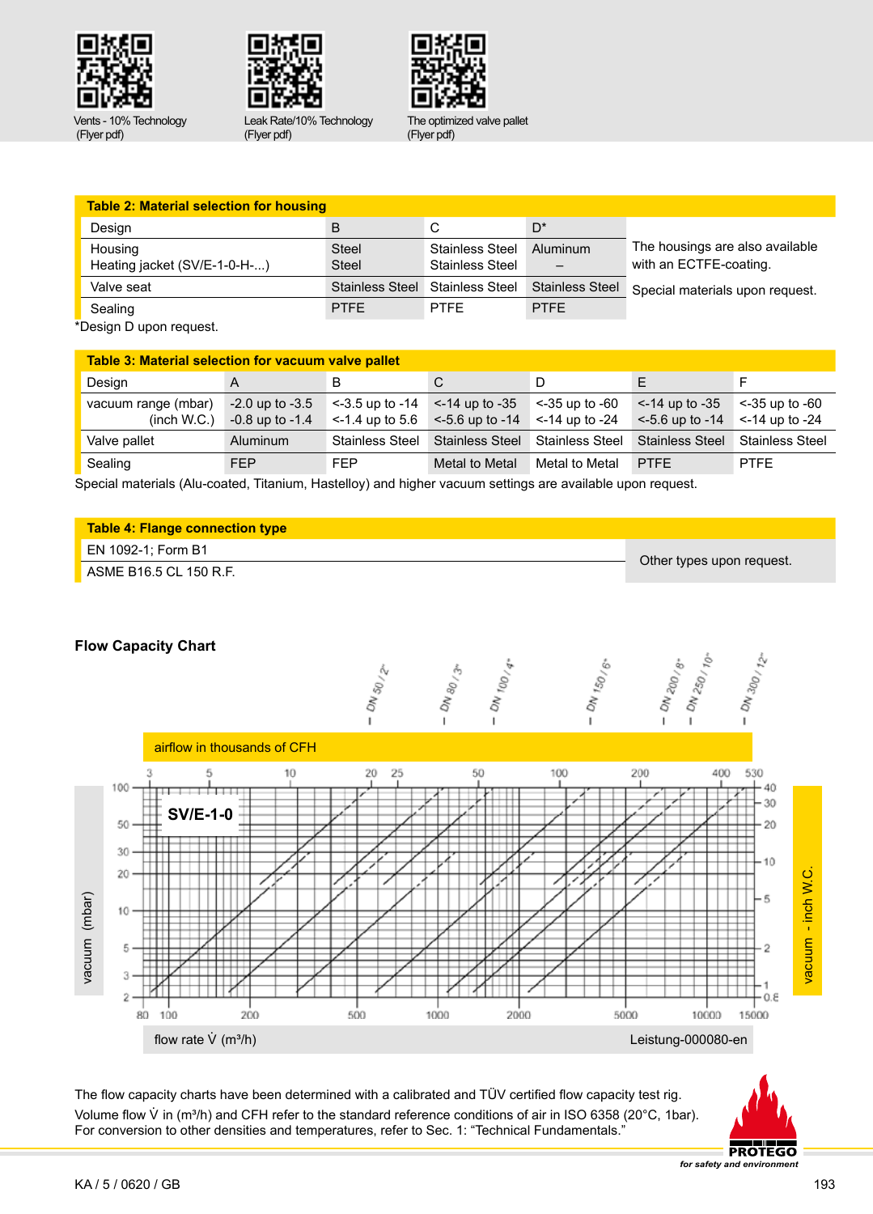Vents - 10% Technology
(Flyer pdf)

Leak Rate/10% Technology
(Flyer pdf)

The optimized valve pallet
(Flyer pdf)

**Table 2: Material selection for housing**

| Design | B | C | D* | |
|---|---|---|---|---|
| Housing<br>Heating jacket (SV/E-1-0-H-...) | Steel<br>Steel | Stainless Steel<br>Stainless Steel | Aluminum<br>– | The housings are also available with an ECTFE-coating. |
| Valve seat | Stainless Steel | Stainless Steel | Stainless Steel | Special materials upon request. |
| Sealing | PTFE | PTFE | PTFE | |

*Design D upon request.

**Table 3: Material selection for vacuum valve pallet**

| Design | A | B | C | D | E | F |
|---|---|---|---|---|---|---|
| vacuum range (mbar)<br>(inch W.C.) | -2.0 up to -3.5<br>-0.8 up to -1.4 | <-3.5 up to -14<br><-1.4 up to 5.6 | <-14 up to -35<br><-5.6 up to -14 | <-35 up to -60<br><-14 up to -24 | <-14 up to -35<br><-5.6 up to -14 | <-35 up to -60<br><-14 up to -24 |
| Valve pallet | Aluminum | Stainless Steel | Stainless Steel | Stainless Steel | Stainless Steel | Stainless Steel |
| Sealing | FEP | FEP | Metal to Metal | Metal to Metal | PTFE | PTFE |

Special materials (Alu-coated, Titanium, Hastelloy) and higher vacuum settings are available upon request.

**Table 4: Flange connection type**

| | |
|---|---|
| EN 1092-1; Form B1 | Other types upon request. |
| ASME B16.5 CL 150 R.F. | |

## Flow Capacity Chart

DN 50 / 2"
DN 80 / 3"
DN 100 / 4"
DN 150 / 6"
DN 200 / 8"
DN 250 / 10"
DN 300 / 12"

airflow in thousands of CFH

3 5 10 20 25 50 100 200 400 530

SV/E-1-0

vacuum (mbar)

100 50 30 20 10 5 3 2

vacuum - inch W.C.

40 30 20 10 5 2 1 0.8

80 100 200 500 1000 2000 5000 10000 15000

flow rate V̇ (m³/h)

Leistung-000080-en

The flow capacity charts have been determined with a calibrated and TÜV certified flow capacity test rig.
Volume flow V̇ in (m³/h) and CFH refer to the standard reference conditions of air in ISO 6358 (20°C, 1bar).
For conversion to other densities and temperatures, refer to Sec. 1: "Technical Fundamentals."

PROTEGO
*for safety and environment*

KA / 5 / 0620 / GB